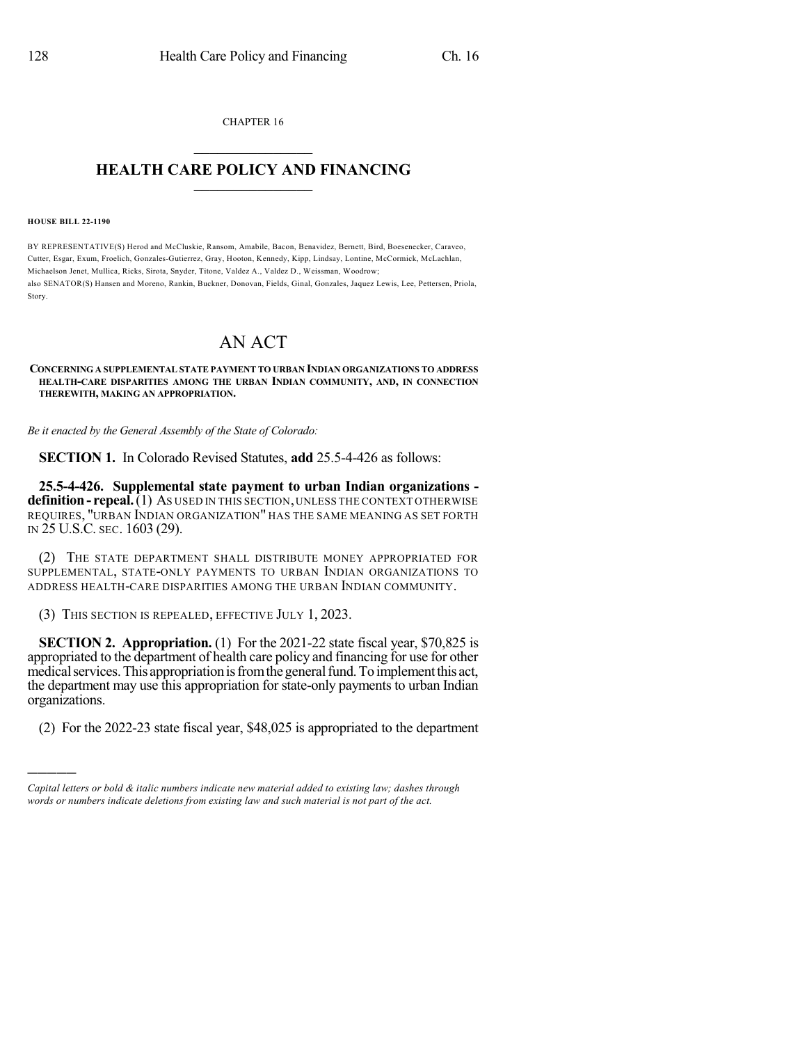CHAPTER 16

## HEALTH CARE POLICY AND FINANCING

**HOUSE BILL 22-1190**

BY REPRESENTATIVE(S) Herod and McCluskie, Ransom, Amabile, Bacon, Benavidez, Bernett, Bird, Boesenecker, Caraveo, Cutter, Esgar, Exum, Froelich, Gonzales-Gutierrez, Gray, Hooton, Kennedy, Kipp, Lindsay, Lontine, McCormick, McLachlan, Michaelson Jenet, Mullica, Ricks, Sirota, Snyder, Titone, Valdez A., Valdez D., Weissman, Woodrow;
also SENATOR(S) Hansen and Moreno, Rankin, Buckner, Donovan, Fields, Ginal, Gonzales, Jaquez Lewis, Lee, Pettersen, Priola, Story.

# AN ACT

**CONCERNING A SUPPLEMENTAL STATE PAYMENT TO URBAN INDIAN ORGANIZATIONS TO ADDRESS HEALTH-CARE DISPARITIES AMONG THE URBAN INDIAN COMMUNITY, AND, IN CONNECTION THEREWITH, MAKING AN APPROPRIATION.**

*Be it enacted by the General Assembly of the State of Colorado:*

**SECTION 1.** In Colorado Revised Statutes, **add** 25.5-4-426 as follows:

**25.5-4-426. Supplemental state payment to urban Indian organizations - definition - repeal.** (1) AS USED IN THIS SECTION, UNLESS THE CONTEXT OTHERWISE REQUIRES, "URBAN INDIAN ORGANIZATION" HAS THE SAME MEANING AS SET FORTH IN 25 U.S.C. SEC. 1603 (29).

(2) THE STATE DEPARTMENT SHALL DISTRIBUTE MONEY APPROPRIATED FOR SUPPLEMENTAL, STATE-ONLY PAYMENTS TO URBAN INDIAN ORGANIZATIONS TO ADDRESS HEALTH-CARE DISPARITIES AMONG THE URBAN INDIAN COMMUNITY.

(3) THIS SECTION IS REPEALED, EFFECTIVE JULY 1, 2023.

**SECTION 2. Appropriation.** (1) For the 2021-22 state fiscal year, $70,825 is appropriated to the department of health care policy and financing for use for other medical services. This appropriation is from the general fund. To implement this act, the department may use this appropriation for state-only payments to urban Indian organizations.

(2) For the 2022-23 state fiscal year, $48,025 is appropriated to the department

---

*Capital letters or bold & italic numbers indicate new material added to existing law; dashes through words or numbers indicate deletions from existing law and such material is not part of the act.*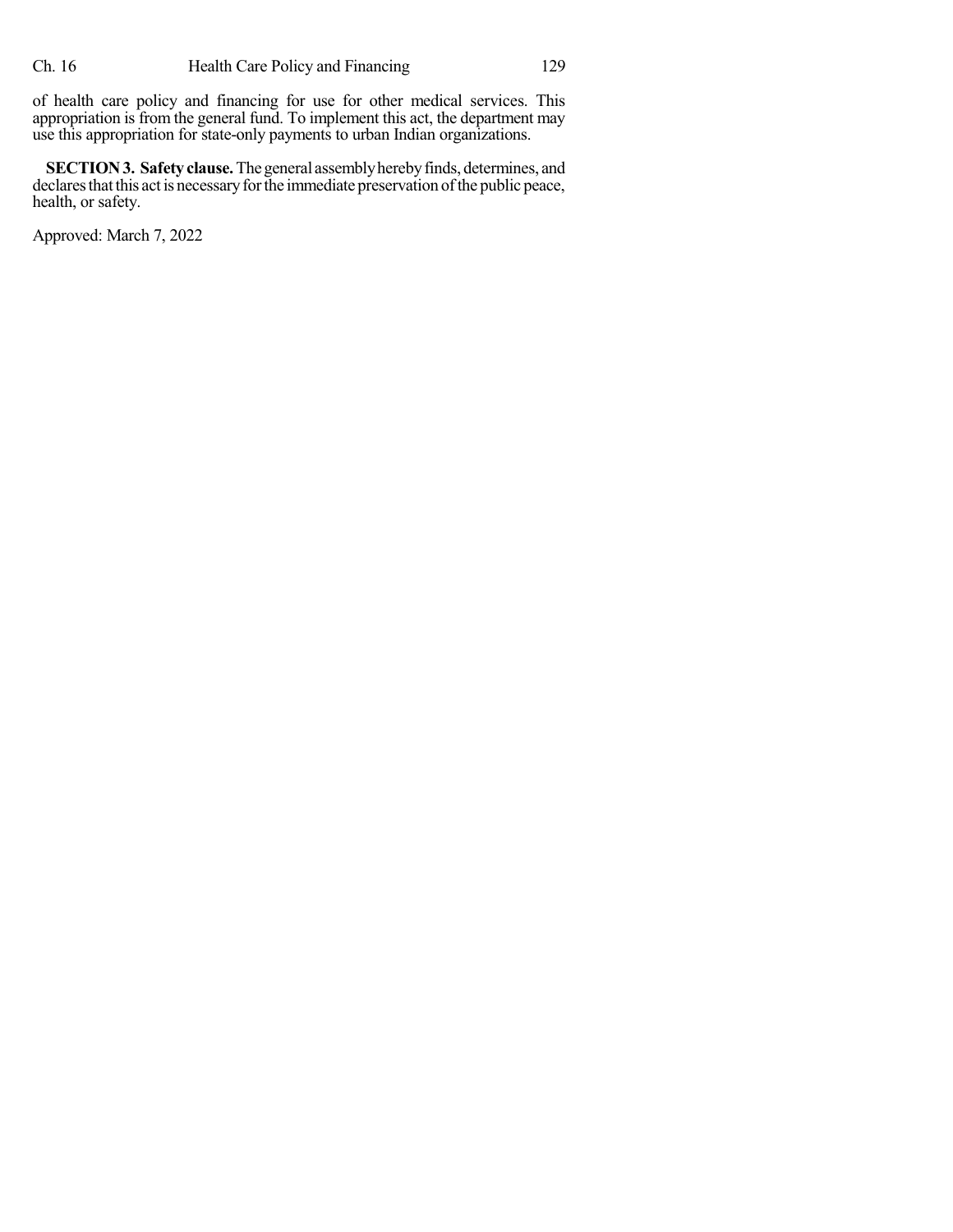of health care policy and financing for use for other medical services. This appropriation is from the general fund. To implement this act, the department may use this appropriation for state-only payments to urban Indian organizations.

**SECTION 3. Safety clause.** The general assembly hereby finds, determines, and declares that this act is necessary for the immediate preservation of the public peace, health, or safety.

Approved: March 7, 2022